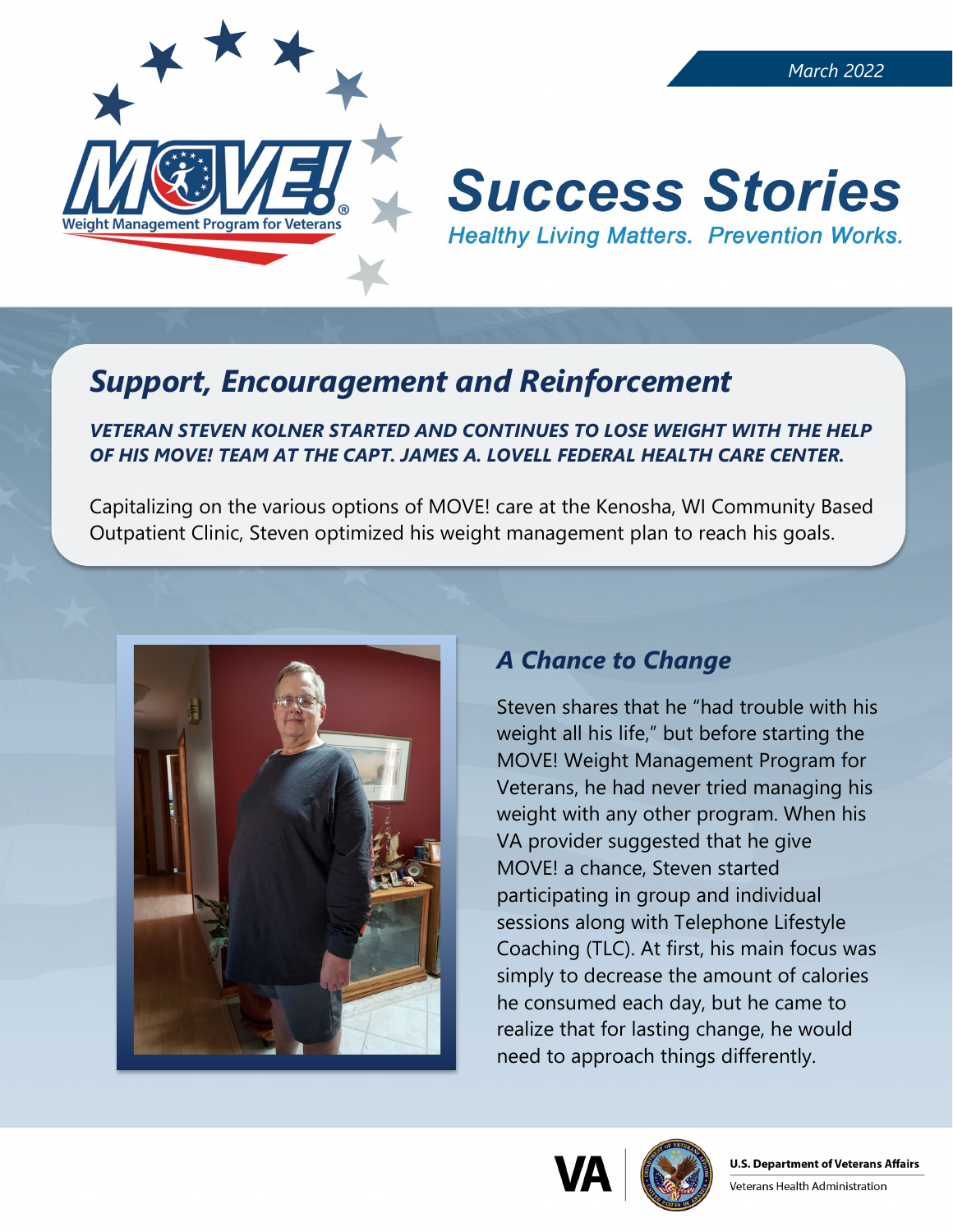March 2022

# Success Stories

*Healthy Living Matters. Prevention Works.*

## *Support, Encouragement and Reinforcement*

***VETERAN STEVEN KOLNER STARTED AND CONTINUES TO LOSE WEIGHT WITH THE HELP OF HIS MOVE! TEAM AT THE CAPT. JAMES A. LOVELL FEDERAL HEALTH CARE CENTER.***

Capitalizing on the various options of MOVE! care at the Kenosha, WI Community Based Outpatient Clinic, Steven optimized his weight management plan to reach his goals.

### *A Chance to Change*

Steven shares that he "had trouble with his weight all his life," but before starting the MOVE! Weight Management Program for Veterans, he had never tried managing his weight with any other program. When his VA provider suggested that he give MOVE! a chance, Steven started participating in group and individual sessions along with Telephone Lifestyle Coaching (TLC). At first, his main focus was simply to decrease the amount of calories he consumed each day, but he came to realize that for lasting change, he would need to approach things differently.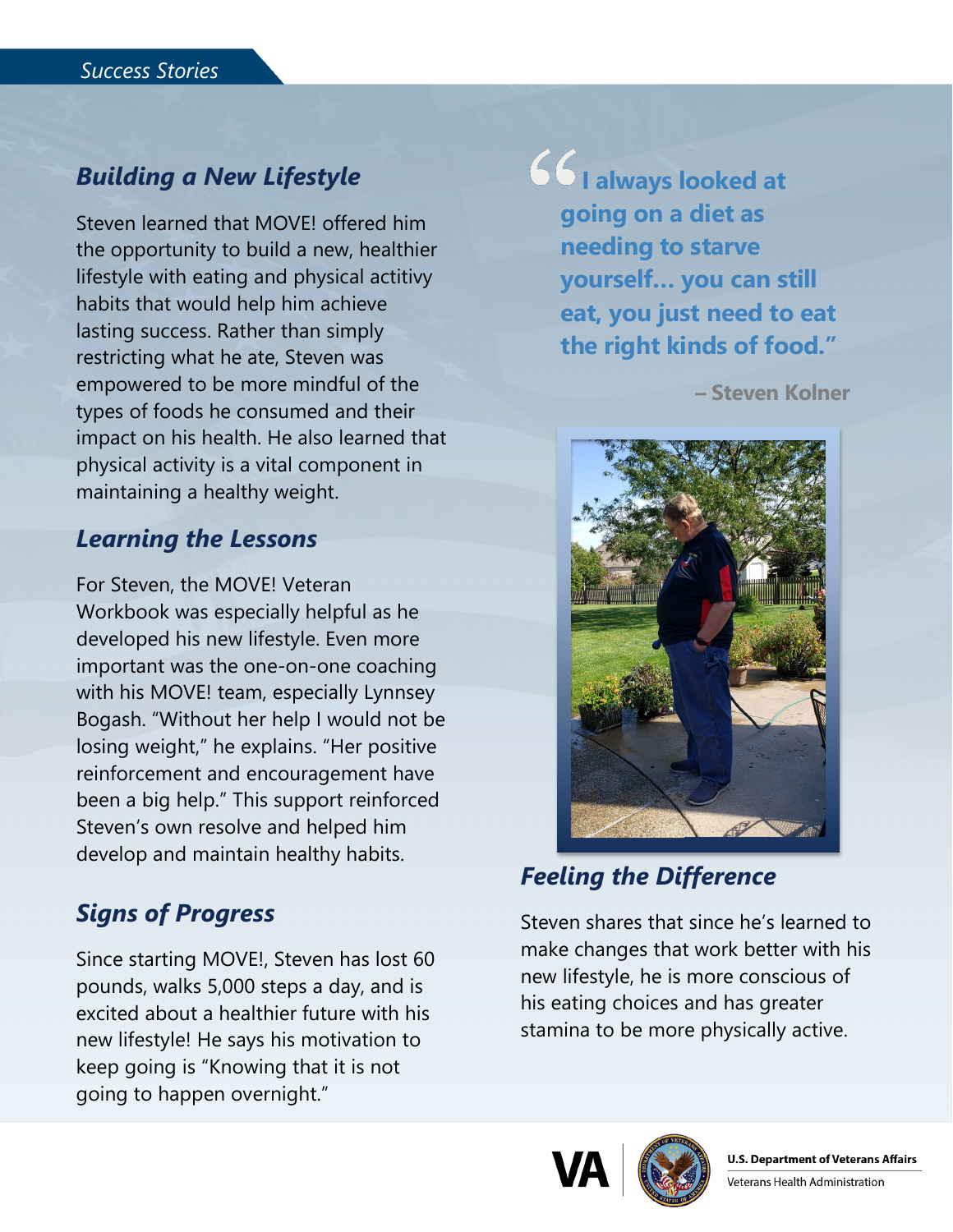### Building a New Lifestyle

Steven learned that MOVE! offered him the opportunity to build a new, healthier lifestyle with eating and physical actitivy habits that would help him achieve lasting success. Rather than simply restricting what he ate, Steven was empowered to be more mindful of the types of foods he consumed and their impact on his health. He also learned that physical activity is a vital component in maintaining a healthy weight.

### Learning the Lessons

For Steven, the MOVE! Veteran Workbook was especially helpful as he developed his new lifestyle. Even more important was the one-on-one coaching with his MOVE! team, especially Lynnsey Bogash. "Without her help I would not be losing weight," he explains. "Her positive reinforcement and encouragement have been a big help." This support reinforced Steven's own resolve and helped him develop and maintain healthy habits.

### Signs of Progress

Since starting MOVE!, Steven has lost 60 pounds, walks 5,000 steps a day, and is excited about a healthier future with his new lifestyle! He says his motivation to keep going is "Knowing that it is not going to happen overnight."

> **"I always looked at going on a diet as needing to starve yourself... you can still eat, you just need to eat the right kinds of food."**
>
> **– Steven Kolner**

### Feeling the Difference

Steven shares that since he's learned to make changes that work better with his new lifestyle, he is more conscious of his eating choices and has greater stamina to be more physically active.

U.S. Department of Veterans Affairs
Veterans Health Administration